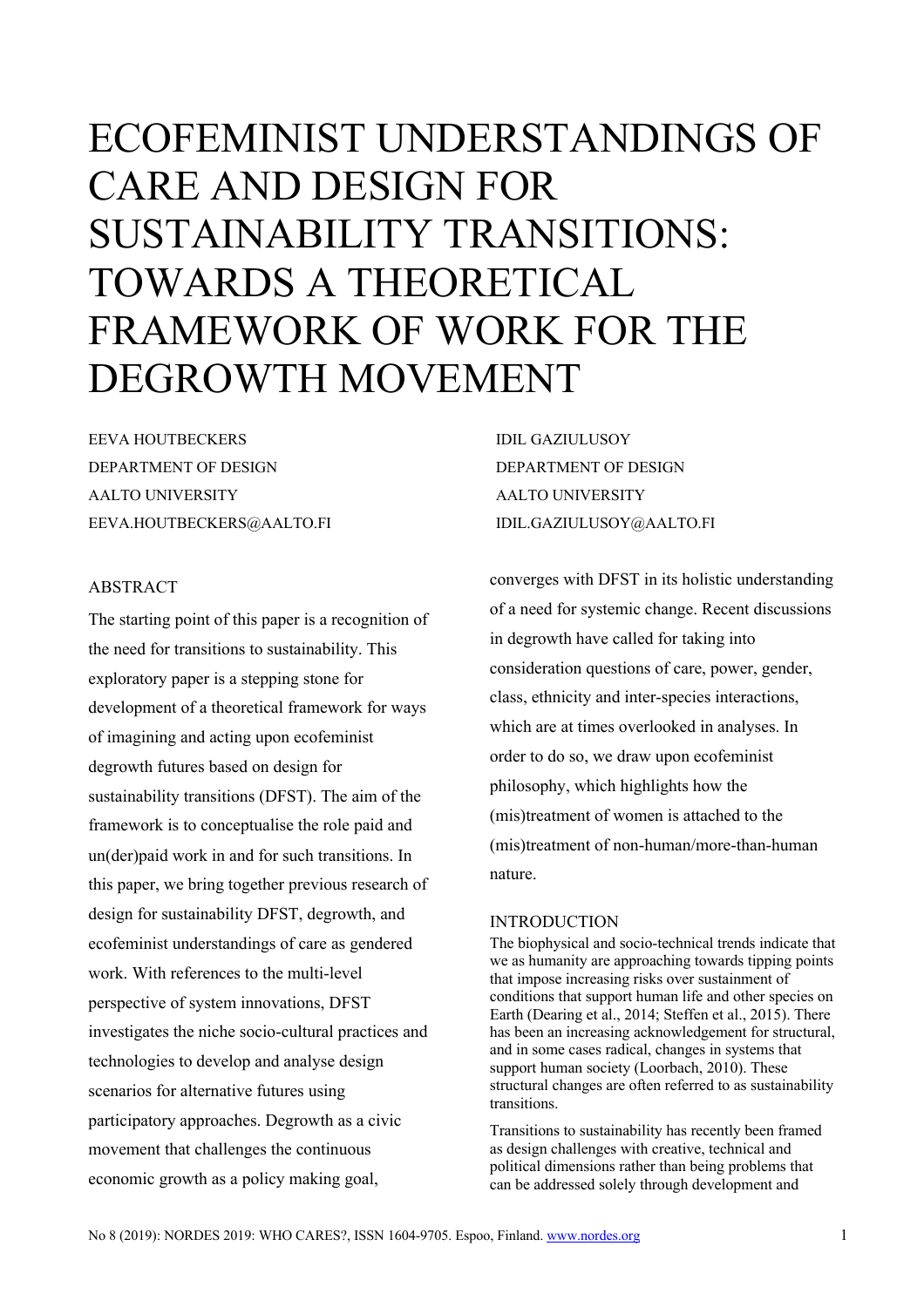# ECOFEMINIST UNDERSTANDINGS OF CARE AND DESIGN FOR SUSTAINABILITY TRANSITIONS: TOWARDS A THEORETICAL FRAMEWORK OF WORK FOR THE DEGROWTH MOVEMENT

EEVA HOUTBECKERS
DEPARTMENT OF DESIGN
AALTO UNIVERSITY
EEVA.HOUTBECKERS@AALTO.FI

IDIL GAZIULUSOY
DEPARTMENT OF DESIGN
AALTO UNIVERSITY
IDIL.GAZIULUSOY@AALTO.FI

## ABSTRACT

The starting point of this paper is a recognition of the need for transitions to sustainability. This exploratory paper is a stepping stone for development of a theoretical framework for ways of imagining and acting upon ecofeminist degrowth futures based on design for sustainability transitions (DFST). The aim of the framework is to conceptualise the role paid and un(der)paid work in and for such transitions. In this paper, we bring together previous research of design for sustainability DFST, degrowth, and ecofeminist understandings of care as gendered work. With references to the multi-level perspective of system innovations, DFST investigates the niche socio-cultural practices and technologies to develop and analyse design scenarios for alternative futures using participatory approaches. Degrowth as a civic movement that challenges the continuous economic growth as a policy making goal, converges with DFST in its holistic understanding of a need for systemic change. Recent discussions in degrowth have called for taking into consideration questions of care, power, gender, class, ethnicity and inter-species interactions, which are at times overlooked in analyses. In order to do so, we draw upon ecofeminist philosophy, which highlights how the (mis)treatment of women is attached to the (mis)treatment of non-human/more-than-human nature.

## INTRODUCTION

The biophysical and socio-technical trends indicate that we as humanity are approaching towards tipping points that impose increasing risks over sustainment of conditions that support human life and other species on Earth (Dearing et al., 2014; Steffen et al., 2015). There has been an increasing acknowledgement for structural, and in some cases radical, changes in systems that support human society (Loorbach, 2010). These structural changes are often referred to as sustainability transitions.

Transitions to sustainability has recently been framed as design challenges with creative, technical and political dimensions rather than being problems that can be addressed solely through development and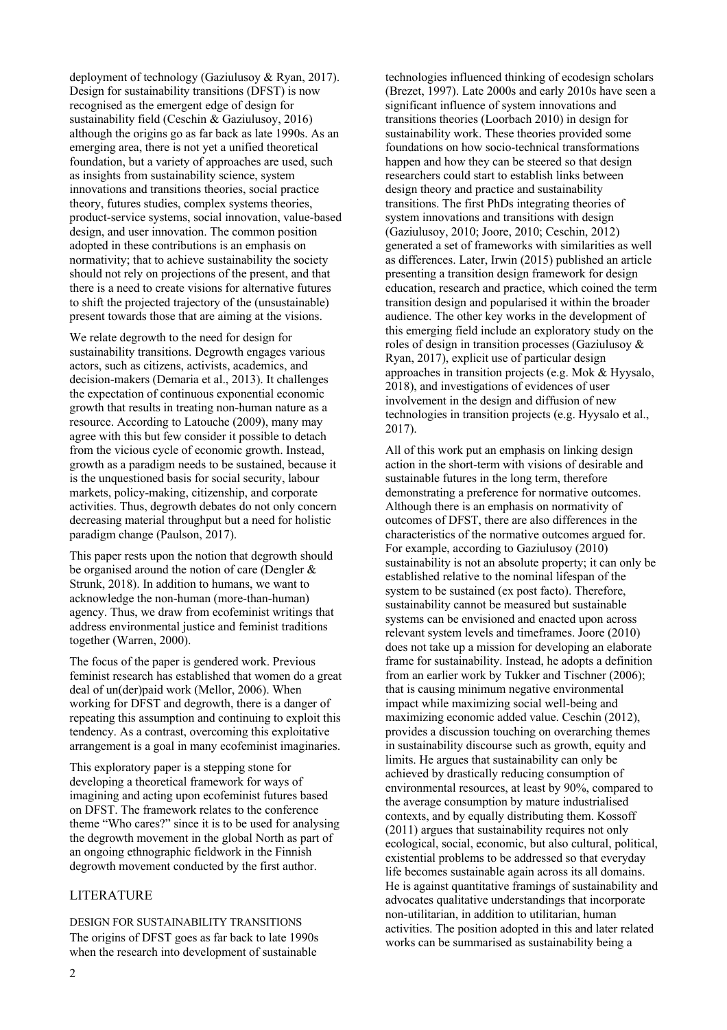deployment of technology (Gaziulusoy & Ryan, 2017). Design for sustainability transitions (DFST) is now recognised as the emergent edge of design for sustainability field (Ceschin & Gaziulusoy, 2016) although the origins go as far back as late 1990s. As an emerging area, there is not yet a unified theoretical foundation, but a variety of approaches are used, such as insights from sustainability science, system innovations and transitions theories, social practice theory, futures studies, complex systems theories, product-service systems, social innovation, value-based design, and user innovation. The common position adopted in these contributions is an emphasis on normativity; that to achieve sustainability the society should not rely on projections of the present, and that there is a need to create visions for alternative futures to shift the projected trajectory of the (unsustainable) present towards those that are aiming at the visions.

We relate degrowth to the need for design for sustainability transitions. Degrowth engages various actors, such as citizens, activists, academics, and decision-makers (Demaria et al., 2013). It challenges the expectation of continuous exponential economic growth that results in treating non-human nature as a resource. According to Latouche (2009), many may agree with this but few consider it possible to detach from the vicious cycle of economic growth. Instead, growth as a paradigm needs to be sustained, because it is the unquestioned basis for social security, labour markets, policy-making, citizenship, and corporate activities. Thus, degrowth debates do not only concern decreasing material throughput but a need for holistic paradigm change (Paulson, 2017).

This paper rests upon the notion that degrowth should be organised around the notion of care (Dengler & Strunk, 2018). In addition to humans, we want to acknowledge the non-human (more-than-human) agency. Thus, we draw from ecofeminist writings that address environmental justice and feminist traditions together (Warren, 2000).

The focus of the paper is gendered work. Previous feminist research has established that women do a great deal of un(der)paid work (Mellor, 2006). When working for DFST and degrowth, there is a danger of repeating this assumption and continuing to exploit this tendency. As a contrast, overcoming this exploitative arrangement is a goal in many ecofeminist imaginaries.

This exploratory paper is a stepping stone for developing a theoretical framework for ways of imagining and acting upon ecofeminist futures based on DFST. The framework relates to the conference theme "Who cares?" since it is to be used for analysing the degrowth movement in the global North as part of an ongoing ethnographic fieldwork in the Finnish degrowth movement conducted by the first author.

## LITERATURE

### DESIGN FOR SUSTAINABILITY TRANSITIONS

The origins of DFST goes as far back to late 1990s when the research into development of sustainable technologies influenced thinking of ecodesign scholars (Brezet, 1997). Late 2000s and early 2010s have seen a significant influence of system innovations and transitions theories (Loorbach 2010) in design for sustainability work. These theories provided some foundations on how socio-technical transformations happen and how they can be steered so that design researchers could start to establish links between design theory and practice and sustainability transitions. The first PhDs integrating theories of system innovations and transitions with design (Gaziulusoy, 2010; Joore, 2010; Ceschin, 2012) generated a set of frameworks with similarities as well as differences. Later, Irwin (2015) published an article presenting a transition design framework for design education, research and practice, which coined the term transition design and popularised it within the broader audience. The other key works in the development of this emerging field include an exploratory study on the roles of design in transition processes (Gaziulusoy & Ryan, 2017), explicit use of particular design approaches in transition projects (e.g. Mok & Hyysalo, 2018), and investigations of evidences of user involvement in the design and diffusion of new technologies in transition projects (e.g. Hyysalo et al., 2017).

All of this work put an emphasis on linking design action in the short-term with visions of desirable and sustainable futures in the long term, therefore demonstrating a preference for normative outcomes. Although there is an emphasis on normativity of outcomes of DFST, there are also differences in the characteristics of the normative outcomes argued for. For example, according to Gaziulusoy (2010) sustainability is not an absolute property; it can only be established relative to the nominal lifespan of the system to be sustained (ex post facto). Therefore, sustainability cannot be measured but sustainable systems can be envisioned and enacted upon across relevant system levels and timeframes. Joore (2010) does not take up a mission for developing an elaborate frame for sustainability. Instead, he adopts a definition from an earlier work by Tukker and Tischner (2006); that is causing minimum negative environmental impact while maximizing social well-being and maximizing economic added value. Ceschin (2012), provides a discussion touching on overarching themes in sustainability discourse such as growth, equity and limits. He argues that sustainability can only be achieved by drastically reducing consumption of environmental resources, at least by 90%, compared to the average consumption by mature industrialised contexts, and by equally distributing them. Kossoff (2011) argues that sustainability requires not only ecological, social, economic, but also cultural, political, existential problems to be addressed so that everyday life becomes sustainable again across its all domains. He is against quantitative framings of sustainability and advocates qualitative understandings that incorporate non-utilitarian, in addition to utilitarian, human activities. The position adopted in this and later related works can be summarised as sustainability being a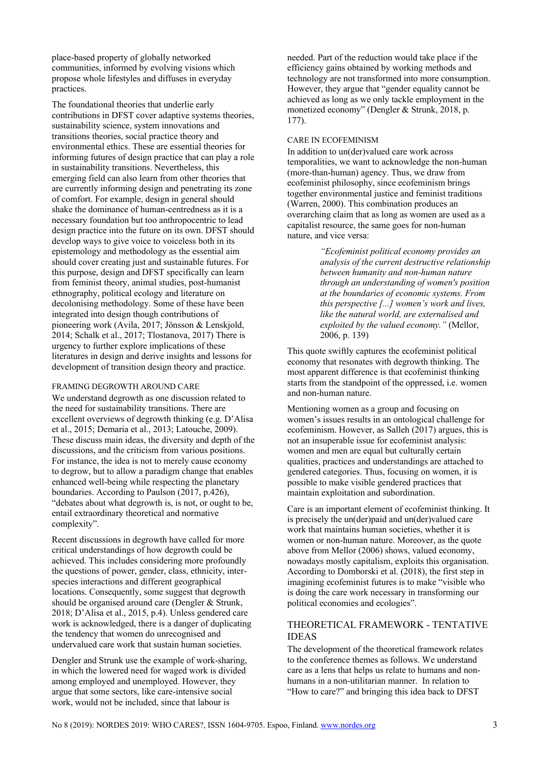place-based property of globally networked communities, informed by evolving visions which propose whole lifestyles and diffuses in everyday practices.

The foundational theories that underlie early contributions in DFST cover adaptive systems theories, sustainability science, system innovations and transitions theories, social practice theory and environmental ethics. These are essential theories for informing futures of design practice that can play a role in sustainability transitions. Nevertheless, this emerging field can also learn from other theories that are currently informing design and penetrating its zone of comfort. For example, design in general should shake the dominance of human-centredness as it is a necessary foundation but too anthropocentric to lead design practice into the future on its own. DFST should develop ways to give voice to voiceless both in its epistemology and methodology as the essential aim should cover creating just and sustainable futures. For this purpose, design and DFST specifically can learn from feminist theory, animal studies, post-humanist ethnography, political ecology and literature on decolonising methodology. Some of these have been integrated into design though contributions of pioneering work (Avila, 2017; Jönsson & Lenskjold, 2014; Schalk et al., 2017; Tlostanova, 2017) There is urgency to further explore implications of these literatures in design and derive insights and lessons for development of transition design theory and practice.

## FRAMING DEGROWTH AROUND CARE

We understand degrowth as one discussion related to the need for sustainability transitions. There are excellent overviews of degrowth thinking (e.g. D'Alisa et al., 2015; Demaria et al., 2013; Latouche, 2009). These discuss main ideas, the diversity and depth of the discussions, and the criticism from various positions. For instance, the idea is not to merely cause economy to degrow, but to allow a paradigm change that enables enhanced well-being while respecting the planetary boundaries. According to Paulson (2017, p.426), "debates about what degrowth is, is not, or ought to be, entail extraordinary theoretical and normative complexity".

Recent discussions in degrowth have called for more critical understandings of how degrowth could be achieved. This includes considering more profoundly the questions of power, gender, class, ethnicity, inter-species interactions and different geographical locations. Consequently, some suggest that degrowth should be organised around care (Dengler & Strunk, 2018; D'Alisa et al., 2015, p.4). Unless gendered care work is acknowledged, there is a danger of duplicating the tendency that women do unrecognised and undervalued care work that sustain human societies.

Dengler and Strunk use the example of work-sharing, in which the lowered need for waged work is divided among employed and unemployed. However, they argue that some sectors, like care-intensive social work, would not be included, since that labour is needed. Part of the reduction would take place if the efficiency gains obtained by working methods and technology are not transformed into more consumption. However, they argue that "gender equality cannot be achieved as long as we only tackle employment in the monetized economy" (Dengler & Strunk, 2018, p. 177).

## CARE IN ECOFEMINISM

In addition to un(der)valued care work across temporalities, we want to acknowledge the non-human (more-than-human) agency. Thus, we draw from ecofeminist philosophy, since ecofeminism brings together environmental justice and feminist traditions (Warren, 2000). This combination produces an overarching claim that as long as women are used as a capitalist resource, the same goes for non-human nature, and vice versa:

> *"Ecofeminist political economy provides an analysis of the current destructive relationship between humanity and non-human nature through an understanding of women's position at the boundaries of economic systems. From this perspective [...] women's work and lives, like the natural world, are externalised and exploited by the valued economy."* (Mellor, 2006, p. 139)

This quote swiftly captures the ecofeminist political economy that resonates with degrowth thinking. The most apparent difference is that ecofeminist thinking starts from the standpoint of the oppressed, i.e. women and non-human nature.

Mentioning women as a group and focusing on women's issues results in an ontological challenge for ecofeminism. However, as Salleh (2017) argues, this is not an insuperable issue for ecofeminist analysis: women and men are equal but culturally certain qualities, practices and understandings are attached to gendered categories. Thus, focusing on women, it is possible to make visible gendered practices that maintain exploitation and subordination.

Care is an important element of ecofeminist thinking. It is precisely the un(der)paid and un(der)valued care work that maintains human societies, whether it is women or non-human nature. Moreover, as the quote above from Mellor (2006) shows, valued economy, nowadays mostly capitalism, exploits this organisation. According to Domborski et al. (2018), the first step in imagining ecofeminist futures is to make "visible who is doing the care work necessary in transforming our political economies and ecologies".

# THEORETICAL FRAMEWORK - TENTATIVE IDEAS

The development of the theoretical framework relates to the conference themes as follows. We understand care as a lens that helps us relate to humans and non-humans in a non-utilitarian manner. In relation to "How to care?" and bringing this idea back to DFST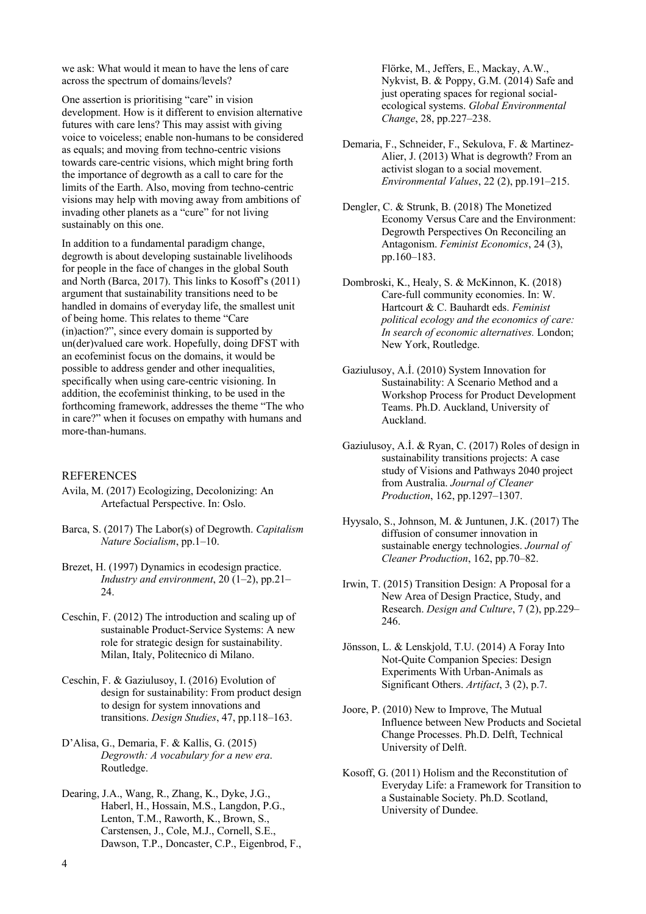we ask: What would it mean to have the lens of care across the spectrum of domains/levels?

One assertion is prioritising "care" in vision development. How is it different to envision alternative futures with care lens? This may assist with giving voice to voiceless; enable non-humans to be considered as equals; and moving from techno-centric visions towards care-centric visions, which might bring forth the importance of degrowth as a call to care for the limits of the Earth. Also, moving from techno-centric visions may help with moving away from ambitions of invading other planets as a "cure" for not living sustainably on this one.

In addition to a fundamental paradigm change, degrowth is about developing sustainable livelihoods for people in the face of changes in the global South and North (Barca, 2017). This links to Kosoff's (2011) argument that sustainability transitions need to be handled in domains of everyday life, the smallest unit of being home. This relates to theme "Care (in)action?", since every domain is supported by un(der)valued care work. Hopefully, doing DFST with an ecofeminist focus on the domains, it would be possible to address gender and other inequalities, specifically when using care-centric visioning. In addition, the ecofeminist thinking, to be used in the forthcoming framework, addresses the theme "The who in care?" when it focuses on empathy with humans and more-than-humans.

## REFERENCES

Avila, M. (2017) Ecologizing, Decolonizing: An Artefactual Perspective. In: Oslo.

Barca, S. (2017) The Labor(s) of Degrowth. *Capitalism Nature Socialism*, pp.1–10.

Brezet, H. (1997) Dynamics in ecodesign practice. *Industry and environment*, 20 (1–2), pp.21–24.

Ceschin, F. (2012) The introduction and scaling up of sustainable Product-Service Systems: A new role for strategic design for sustainability. Milan, Italy, Politecnico di Milano.

Ceschin, F. & Gaziulusoy, I. (2016) Evolution of design for sustainability: From product design to design for system innovations and transitions. *Design Studies*, 47, pp.118–163.

D'Alisa, G., Demaria, F. & Kallis, G. (2015) *Degrowth: A vocabulary for a new era*. Routledge.

Dearing, J.A., Wang, R., Zhang, K., Dyke, J.G., Haberl, H., Hossain, M.S., Langdon, P.G., Lenton, T.M., Raworth, K., Brown, S., Carstensen, J., Cole, M.J., Cornell, S.E., Dawson, T.P., Doncaster, C.P., Eigenbrod, F., Flörke, M., Jeffers, E., Mackay, A.W., Nykvist, B. & Poppy, G.M. (2014) Safe and just operating spaces for regional social-ecological systems. *Global Environmental Change*, 28, pp.227–238.

Demaria, F., Schneider, F., Sekulova, F. & Martinez-Alier, J. (2013) What is degrowth? From an activist slogan to a social movement. *Environmental Values*, 22 (2), pp.191–215.

Dengler, C. & Strunk, B. (2018) The Monetized Economy Versus Care and the Environment: Degrowth Perspectives On Reconciling an Antagonism. *Feminist Economics*, 24 (3), pp.160–183.

Dombroski, K., Healy, S. & McKinnon, K. (2018) Care-full community economies. In: W. Hartcourt & C. Bauhardt eds. *Feminist political ecology and the economics of care: In search of economic alternatives.* London; New York, Routledge.

Gaziulusoy, A.İ. (2010) System Innovation for Sustainability: A Scenario Method and a Workshop Process for Product Development Teams. Ph.D. Auckland, University of Auckland.

Gaziulusoy, A.İ. & Ryan, C. (2017) Roles of design in sustainability transitions projects: A case study of Visions and Pathways 2040 project from Australia. *Journal of Cleaner Production*, 162, pp.1297–1307.

Hyysalo, S., Johnson, M. & Juntunen, J.K. (2017) The diffusion of consumer innovation in sustainable energy technologies. *Journal of Cleaner Production*, 162, pp.70–82.

Irwin, T. (2015) Transition Design: A Proposal for a New Area of Design Practice, Study, and Research. *Design and Culture*, 7 (2), pp.229–246.

Jönsson, L. & Lenskjold, T.U. (2014) A Foray Into Not-Quite Companion Species: Design Experiments With Urban-Animals as Significant Others. *Artifact*, 3 (2), p.7.

Joore, P. (2010) New to Improve, The Mutual Influence between New Products and Societal Change Processes. Ph.D. Delft, Technical University of Delft.

Kosoff, G. (2011) Holism and the Reconstitution of Everyday Life: a Framework for Transition to a Sustainable Society. Ph.D. Scotland, University of Dundee.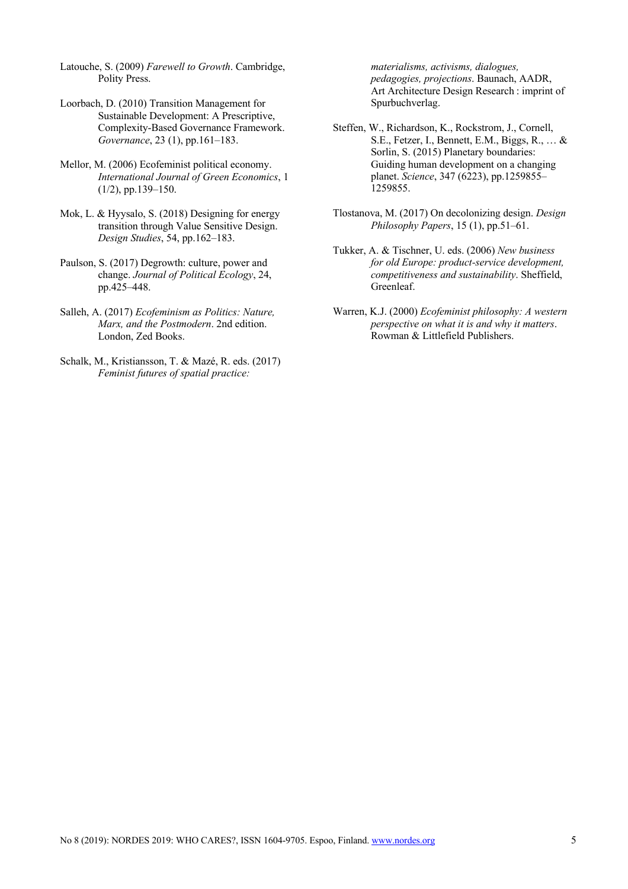Latouche, S. (2009) *Farewell to Growth*. Cambridge, Polity Press.

Loorbach, D. (2010) Transition Management for Sustainable Development: A Prescriptive, Complexity-Based Governance Framework. *Governance*, 23 (1), pp.161–183.

Mellor, M. (2006) Ecofeminist political economy. *International Journal of Green Economics*, 1 (1/2), pp.139–150.

Mok, L. & Hyysalo, S. (2018) Designing for energy transition through Value Sensitive Design. *Design Studies*, 54, pp.162–183.

Paulson, S. (2017) Degrowth: culture, power and change. *Journal of Political Ecology*, 24, pp.425–448.

Salleh, A. (2017) *Ecofeminism as Politics: Nature, Marx, and the Postmodern*. 2nd edition. London, Zed Books.

Schalk, M., Kristiansson, T. & Mazé, R. eds. (2017) *Feminist futures of spatial practice: materialisms, activisms, dialogues, pedagogies, projections*. Baunach, AADR, Art Architecture Design Research : imprint of Spurbuchverlag.

Steffen, W., Richardson, K., Rockstrom, J., Cornell, S.E., Fetzer, I., Bennett, E.M., Biggs, R., … & Sorlin, S. (2015) Planetary boundaries: Guiding human development on a changing planet. *Science*, 347 (6223), pp.1259855–1259855.

Tlostanova, M. (2017) On decolonizing design. *Design Philosophy Papers*, 15 (1), pp.51–61.

Tukker, A. & Tischner, U. eds. (2006) *New business for old Europe: product-service development, competitiveness and sustainability*. Sheffield, Greenleaf.

Warren, K.J. (2000) *Ecofeminist philosophy: A western perspective on what it is and why it matters*. Rowman & Littlefield Publishers.